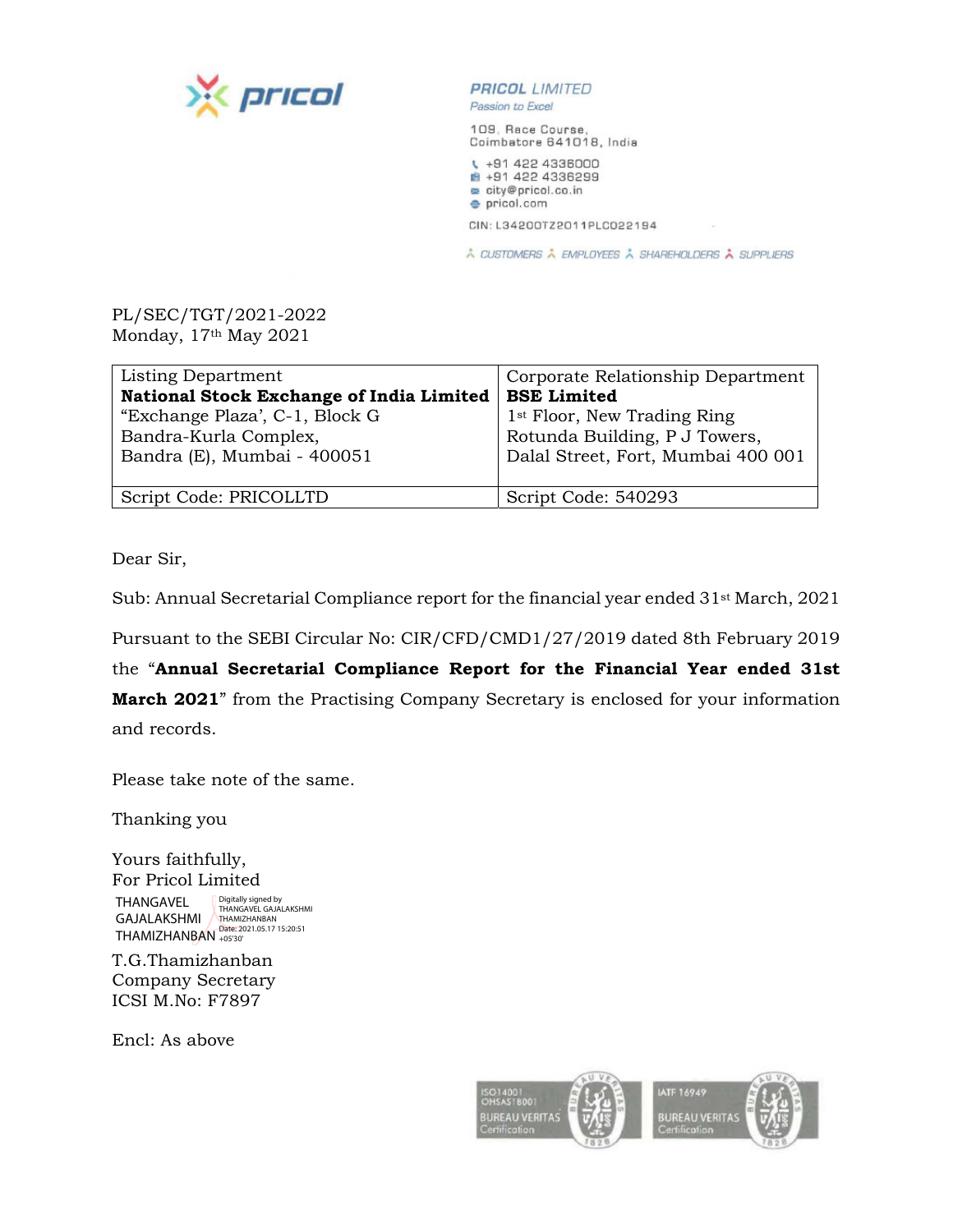pricol

**PRICOL LIMITED**
*Passion to Excel*

109, Race Course,
Coimbatore 641018, India

+91 422 4336000
+91 422 4336299
city@pricol.co.in
pricol.com

CIN: L34200TZ2011PLC022194

CUSTOMERS EMPLOYEES SHAREHOLDERS SUPPLIERS

PL/SEC/TGT/2021-2022
Monday, 17th May 2021

| Listing Department<br>**National Stock Exchange of India Limited**<br>"Exchange Plaza', C-1, Block G<br>Bandra-Kurla Complex,<br>Bandra (E), Mumbai - 400051 | Corporate Relationship Department<br>**BSE Limited**<br>1st Floor, New Trading Ring<br>Rotunda Building, P J Towers,<br>Dalal Street, Fort, Mumbai 400 001 |
|---|---|
| Script Code: PRICOLLTD | Script Code: 540293 |

Dear Sir,

Sub: Annual Secretarial Compliance report for the financial year ended 31st March, 2021

Pursuant to the SEBI Circular No: CIR/CFD/CMD1/27/2019 dated 8th February 2019 the "**Annual Secretarial Compliance Report for the Financial Year ended 31st March 2021**" from the Practising Company Secretary is enclosed for your information and records.

Please take note of the same.

Thanking you

Yours faithfully,
For Pricol Limited

THANGAVEL GAJALAKSHMI THAMIZHANBAN
Digitally signed by THANGAVEL GAJALAKSHMI THAMIZHANBAN
Date: 2021.05.17 15:20:51 +05'30'

T.G.Thamizhanban
Company Secretary
ICSI M.No: F7897

Encl: As above

ISO14001 OHSAS18001 BUREAU VERITAS Certification

IATF 16949 BUREAU VERITAS Certification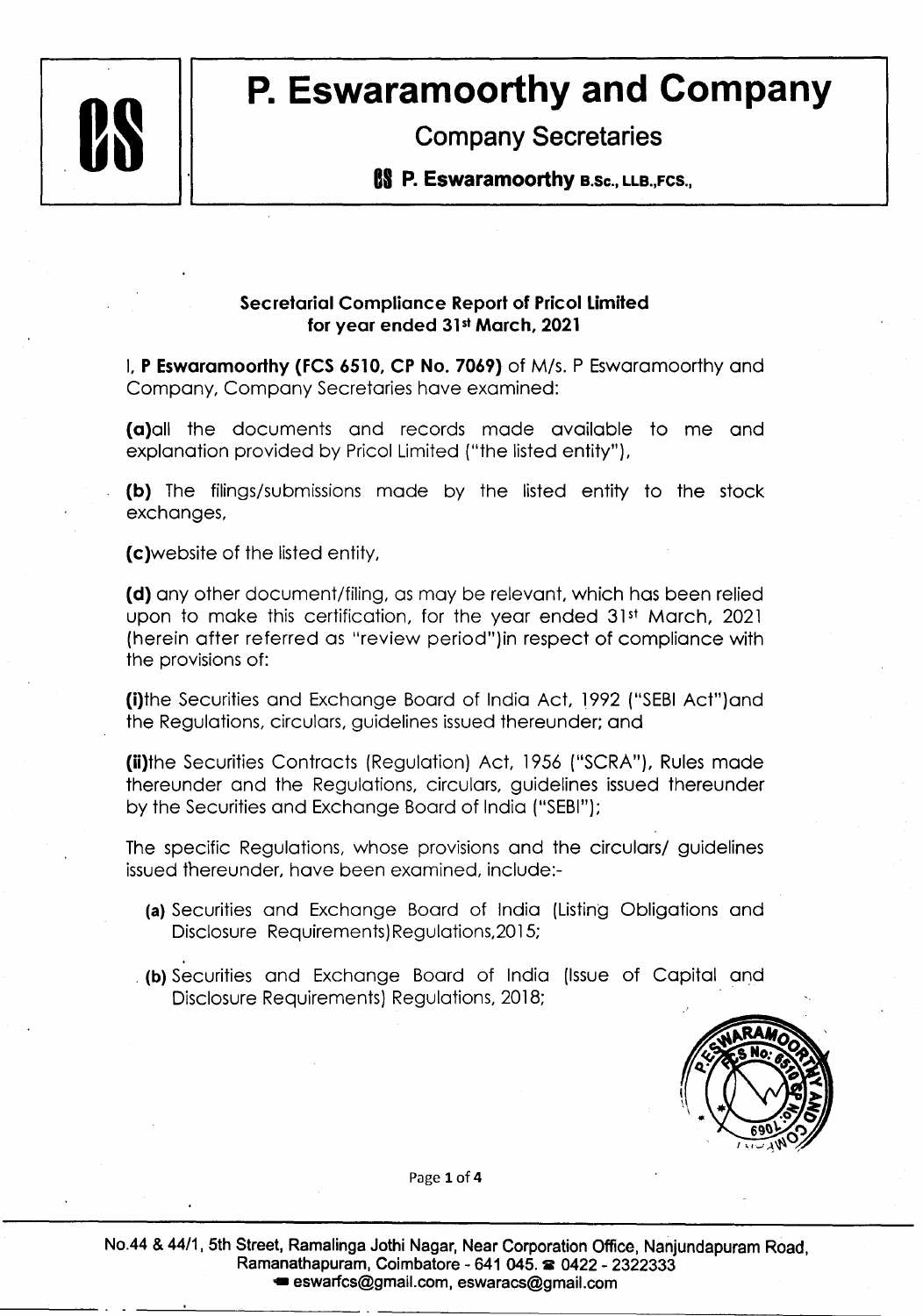# P. Eswaramoorthy and Company

## Company Secretaries

**P. Eswaramoorthy B.Sc., LLB.,FCS.,**

**Secretarial Compliance Report of Pricol Limited for year ended 31st March, 2021**

I, **P Eswaramoorthy (FCS 6510, CP No. 7069)** of M/s. P Eswaramoorthy and Company, Company Secretaries have examined:

**(a)** all the documents and records made available to me and explanation provided by Pricol Limited ("the listed entity"),

**(b)** The filings/submissions made by the listed entity to the stock exchanges,

**(c)** website of the listed entity,

**(d)** any other document/filing, as may be relevant, which has been relied upon to make this certification, for the year ended 31st March, 2021 (herein after referred as "review period") in respect of compliance with the provisions of:

**(i)** the Securities and Exchange Board of India Act, 1992 ("SEBI Act") and the Regulations, circulars, guidelines issued thereunder; and

**(ii)** the Securities Contracts (Regulation) Act, 1956 ("SCRA"), Rules made thereunder and the Regulations, circulars, guidelines issued thereunder by the Securities and Exchange Board of India ("SEBI");

The specific Regulations, whose provisions and the circulars/ guidelines issued thereunder, have been examined, include:-

**(a)** Securities and Exchange Board of India (Listing Obligations and Disclosure Requirements) Regulations, 2015;

**(b)** Securities and Exchange Board of India (Issue of Capital and Disclosure Requirements) Regulations, 2018;

No.44 & 44/1, 5th Street, Ramalinga Jothi Nagar, Near Corporation Office, Nanjundapuram Road, Ramanathapuram, Coimbatore - 641 045. ☎ 0422 - 2322333
eswarfcs@gmail.com, eswaracs@gmail.com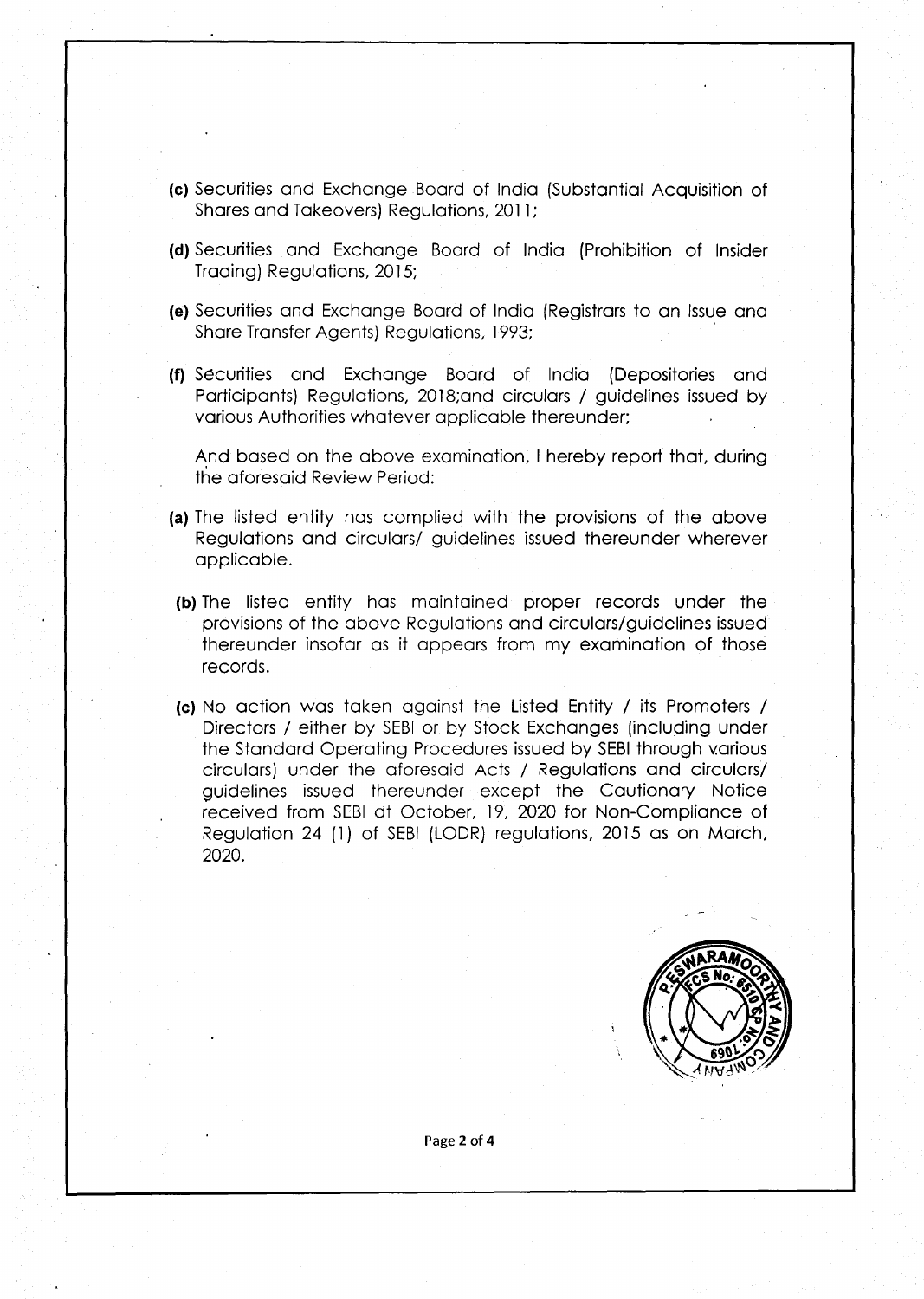**(c)** Securities and Exchange Board of India (Substantial Acquisition of Shares and Takeovers) Regulations, 2011;

**(d)** Securities and Exchange Board of India (Prohibition of Insider Trading) Regulations, 2015;

**(e)** Securities and Exchange Board of India (Registrars to an Issue and Share Transfer Agents) Regulations, 1993;

**(f)** Securities and Exchange Board of India (Depositories and Participants) Regulations, 2018;and circulars / guidelines issued by various Authorities whatever applicable thereunder;

And based on the above examination, I hereby report that, during the aforesaid Review Period:

**(a)** The listed entity has complied with the provisions of the above Regulations and circulars/ guidelines issued thereunder wherever applicable.

**(b)** The listed entity has maintained proper records under the provisions of the above Regulations and circulars/guidelines issued thereunder insofar as it appears from my examination of those records.

**(c)** No action was taken against the Listed Entity / its Promoters / Directors / either by SEBI or by Stock Exchanges (including under the Standard Operating Procedures issued by SEBI through various circulars) under the aforesaid Acts / Regulations and circulars/ guidelines issued thereunder except the Cautionary Notice received from SEBI dt October, 19, 2020 for Non-Compliance of Regulation 24 (1) of SEBI (LODR) regulations, 2015 as on March, 2020.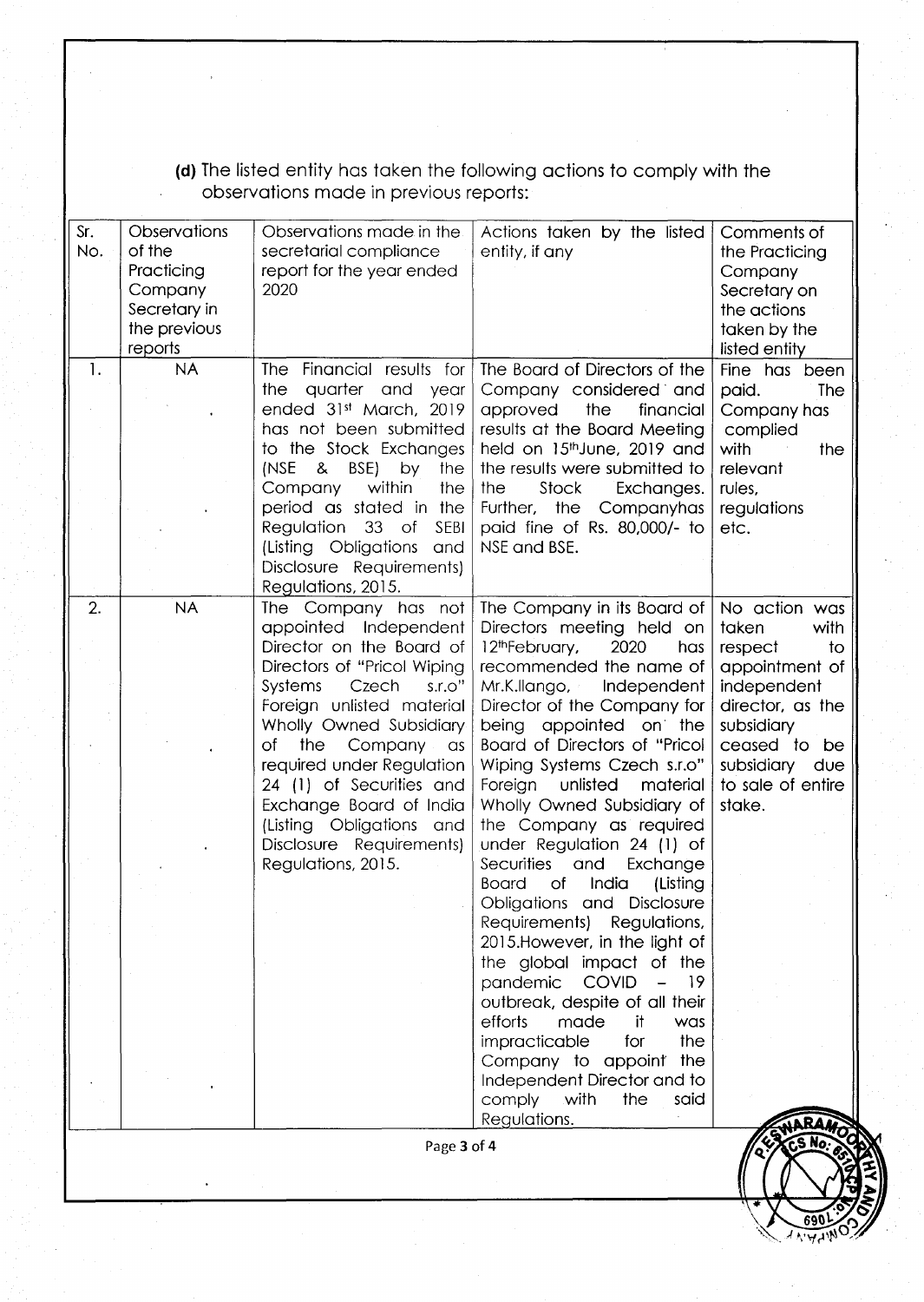**(d)** The listed entity has taken the following actions to comply with the observations made in previous reports:

| Sr. No. | Observations of the Practicing Company Secretary in the previous reports | Observations made in the secretarial compliance report for the year ended 2020 | Actions taken by the listed entity, if any | Comments of the Practicing Company Secretary on the actions taken by the listed entity |
|---|---|---|---|---|
| 1. | NA | The Financial results for the quarter and year ended 31st March, 2019 has not been submitted to the Stock Exchanges (NSE & BSE) by the Company within the period as stated in the Regulation 33 of SEBI (Listing Obligations and Disclosure Requirements) Regulations, 2015. | The Board of Directors of the Company considered and approved the financial results at the Board Meeting held on 15thJune, 2019 and the results were submitted to the Stock Exchanges. Further, the Companyhas paid fine of Rs. 80,000/- to NSE and BSE. | Fine has been paid. The Company has complied with the relevant rules, regulations etc. |
| 2. | NA | The Company has not appointed Independent Director on the Board of Directors of "Pricol Wiping Systems Czech s.r.o" Foreign unlisted material Wholly Owned Subsidiary of the Company as required under Regulation 24 (1) of Securities and Exchange Board of India (Listing Obligations and Disclosure Requirements) Regulations, 2015. | The Company in its Board of Directors meeting held on 12thFebruary, 2020 has recommended the name of Mr.K.Ilango, Independent Director of the Company for being appointed on the Board of Directors of "Pricol Wiping Systems Czech s.r.o" Foreign unlisted material Wholly Owned Subsidiary of the Company as required under Regulation 24 (1) of Securities and Exchange Board of India (Listing Obligations and Disclosure Requirements) Regulations, 2015.However, in the light of the global impact of the pandemic COVID – 19 outbreak, despite of all their efforts made it was impracticable for the Company to appoint the Independent Director and to comply with the said Regulations. | No action was taken with respect to appointment of independent director, as the subsidiary ceased to be subsidiary due to sale of entire stake. |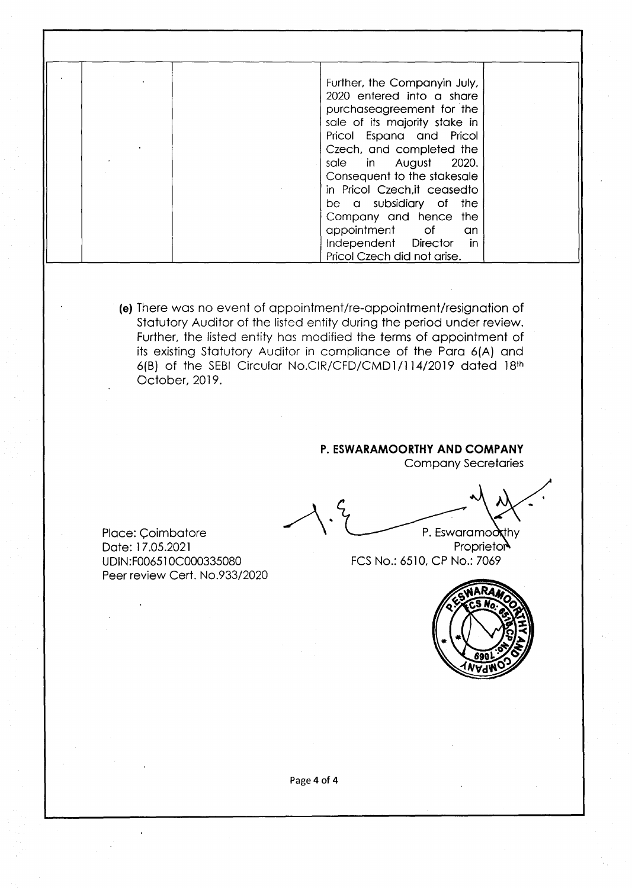| | | | |
|---|---|---|---|
| | | Further, the Companyin July, 2020 entered into a share purchaseagreement for the sale of its majority stake in Pricol Espana and Pricol Czech, and completed the sale in August 2020. Consequent to the stakesale in Pricol Czech,it ceasedto be a subsidiary of the Company and hence the appointment of an Independent Director in Pricol Czech did not arise. | |

**(e)** There was no event of appointment/re-appointment/resignation of Statutory Auditor of the listed entity during the period under review. Further, the listed entity has modified the terms of appointment of its existing Statutory Auditor in compliance of the Para 6(A) and 6(B) of the SEBI Circular No.CIR/CFD/CMD1/114/2019 dated 18th October, 2019.

**P. ESWARAMOORTHY AND COMPANY**
Company Secretaries

P. Eswaramoorthy
Proprietor
FCS No.: 6510, CP No.: 7069

Place: Coimbatore
Date: 17.05.2021
UDIN:F006510C000335080
Peer review Cert. No.933/2020